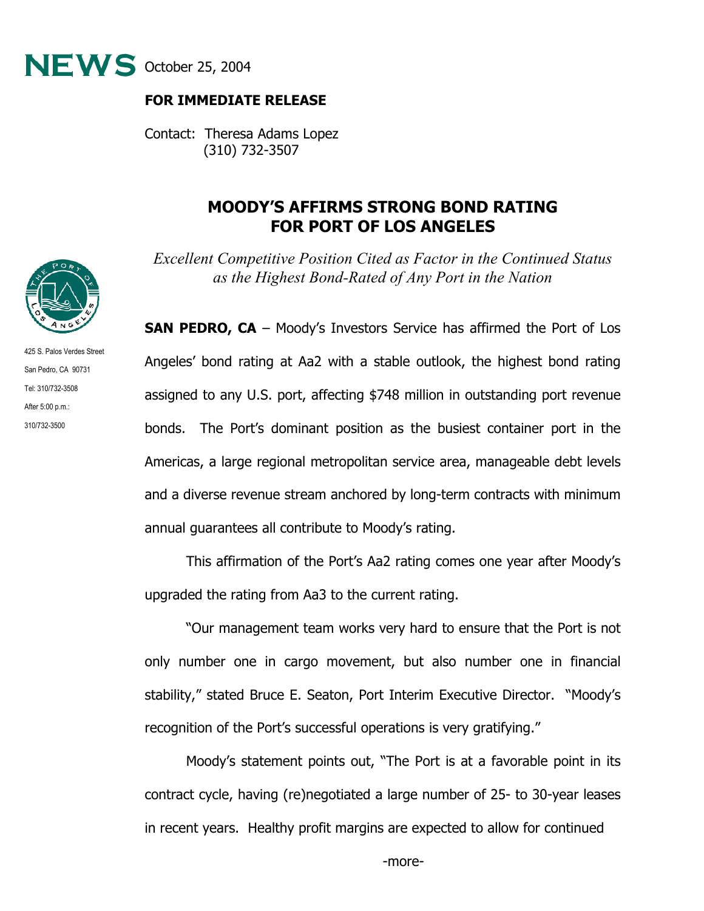**NEWS** October 25, 2004

**FOR IMMEDIATE RELEASE**

Contact: Theresa Adams Lopez
(310) 732-3507

425 S. Palos Verdes Street
San Pedro, CA 90731
Tel: 310/732-3508
After 5:00 p.m.:
310/732-3500

# MOODY'S AFFIRMS STRONG BOND RATING FOR PORT OF LOS ANGELES

*Excellent Competitive Position Cited as Factor in the Continued Status as the Highest Bond-Rated of Any Port in the Nation*

**SAN PEDRO, CA** – Moody's Investors Service has affirmed the Port of Los Angeles' bond rating at Aa2 with a stable outlook, the highest bond rating assigned to any U.S. port, affecting $748 million in outstanding port revenue bonds. The Port's dominant position as the busiest container port in the Americas, a large regional metropolitan service area, manageable debt levels and a diverse revenue stream anchored by long-term contracts with minimum annual guarantees all contribute to Moody's rating.

This affirmation of the Port's Aa2 rating comes one year after Moody's upgraded the rating from Aa3 to the current rating.

"Our management team works very hard to ensure that the Port is not only number one in cargo movement, but also number one in financial stability," stated Bruce E. Seaton, Port Interim Executive Director. "Moody's recognition of the Port's successful operations is very gratifying."

Moody's statement points out, "The Port is at a favorable point in its contract cycle, having (re)negotiated a large number of 25- to 30-year leases in recent years. Healthy profit margins are expected to allow for continued

-more-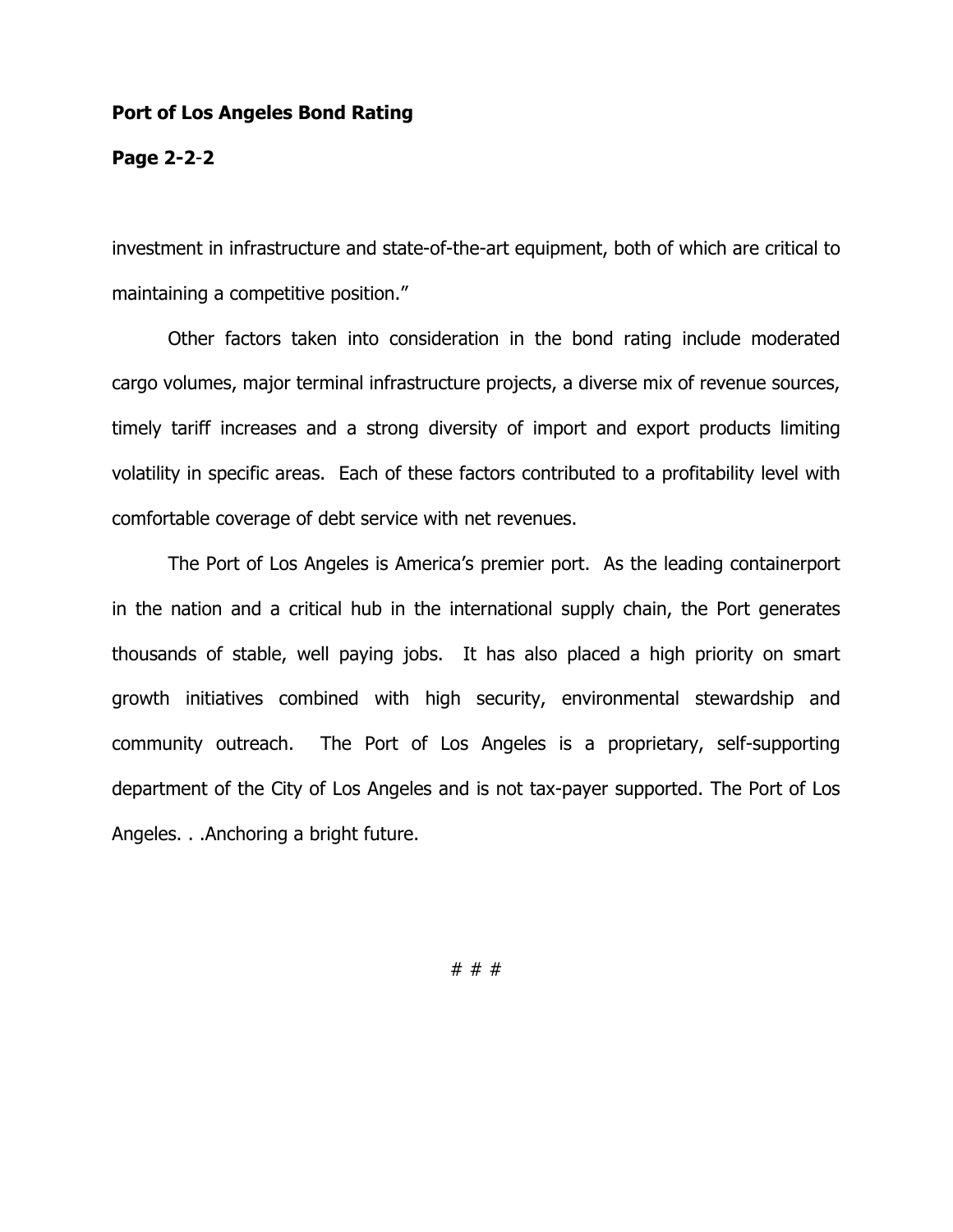investment in infrastructure and state-of-the-art equipment, both of which are critical to maintaining a competitive position."

Other factors taken into consideration in the bond rating include moderated cargo volumes, major terminal infrastructure projects, a diverse mix of revenue sources, timely tariff increases and a strong diversity of import and export products limiting volatility in specific areas. Each of these factors contributed to a profitability level with comfortable coverage of debt service with net revenues.

The Port of Los Angeles is America's premier port. As the leading containerport in the nation and a critical hub in the international supply chain, the Port generates thousands of stable, well paying jobs. It has also placed a high priority on smart growth initiatives combined with high security, environmental stewardship and community outreach. The Port of Los Angeles is a proprietary, self-supporting department of the City of Los Angeles and is not tax-payer supported. The Port of Los Angeles. . .Anchoring a bright future.

# # #